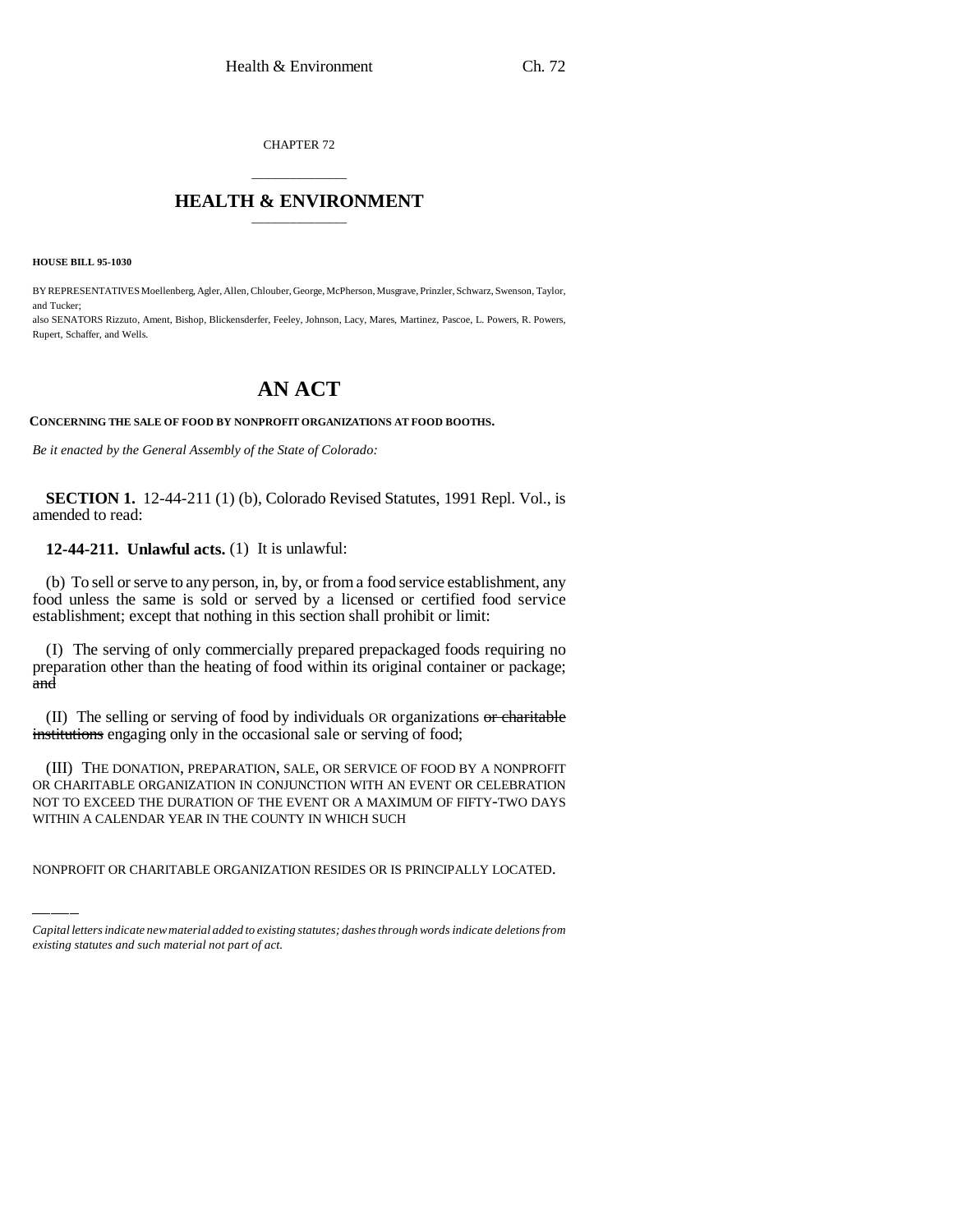CHAPTER 72

# HEALTH & ENVIRONMENT

**HOUSE BILL 95-1030**

BY REPRESENTATIVES Moellenberg, Agler, Allen, Chlouber, George, McPherson, Musgrave, Prinzler, Schwarz, Swenson, Taylor, and Tucker;
also SENATORS Rizzuto, Ament, Bishop, Blickensderfer, Feeley, Johnson, Lacy, Mares, Martinez, Pascoe, L. Powers, R. Powers, Rupert, Schaffer, and Wells.

# AN ACT

**CONCERNING THE SALE OF FOOD BY NONPROFIT ORGANIZATIONS AT FOOD BOOTHS.**

*Be it enacted by the General Assembly of the State of Colorado:*

**SECTION 1.** 12-44-211 (1) (b), Colorado Revised Statutes, 1991 Repl. Vol., is amended to read:

**12-44-211. Unlawful acts.** (1) It is unlawful:

(b) To sell or serve to any person, in, by, or from a food service establishment, any food unless the same is sold or served by a licensed or certified food service establishment; except that nothing in this section shall prohibit or limit:

(I) The serving of only commercially prepared prepackaged foods requiring no preparation other than the heating of food within its original container or package; ~~and~~

(II) The selling or serving of food by individuals OR organizations ~~or charitable institutions~~ engaging only in the occasional sale or serving of food;

(III) THE DONATION, PREPARATION, SALE, OR SERVICE OF FOOD BY A NONPROFIT OR CHARITABLE ORGANIZATION IN CONJUNCTION WITH AN EVENT OR CELEBRATION NOT TO EXCEED THE DURATION OF THE EVENT OR A MAXIMUM OF FIFTY-TWO DAYS WITHIN A CALENDAR YEAR IN THE COUNTY IN WHICH SUCH NONPROFIT OR CHARITABLE ORGANIZATION RESIDES OR IS PRINCIPALLY LOCATED.

*Capital letters indicate new material added to existing statutes; dashes through words indicate deletions from existing statutes and such material not part of act.*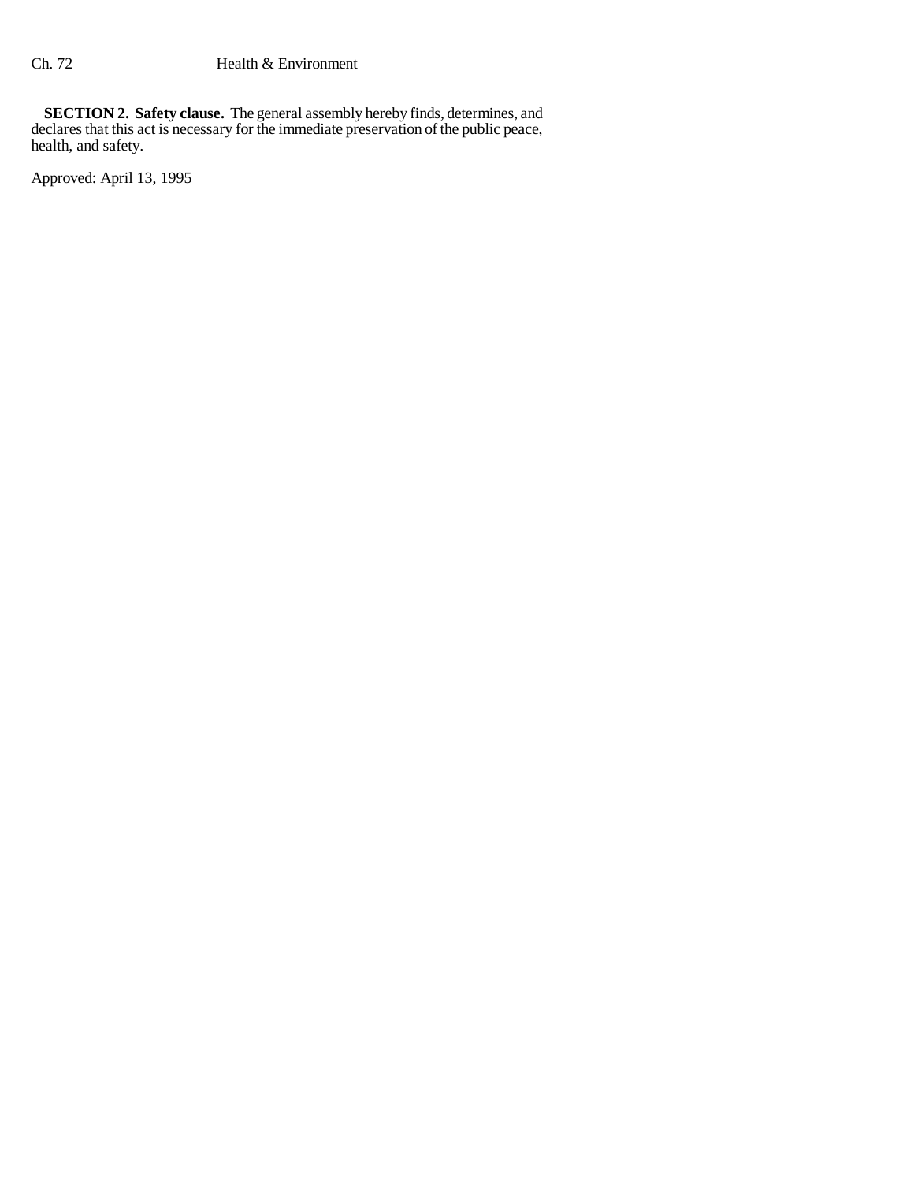**SECTION 2. Safety clause.** The general assembly hereby finds, determines, and declares that this act is necessary for the immediate preservation of the public peace, health, and safety.

Approved: April 13, 1995